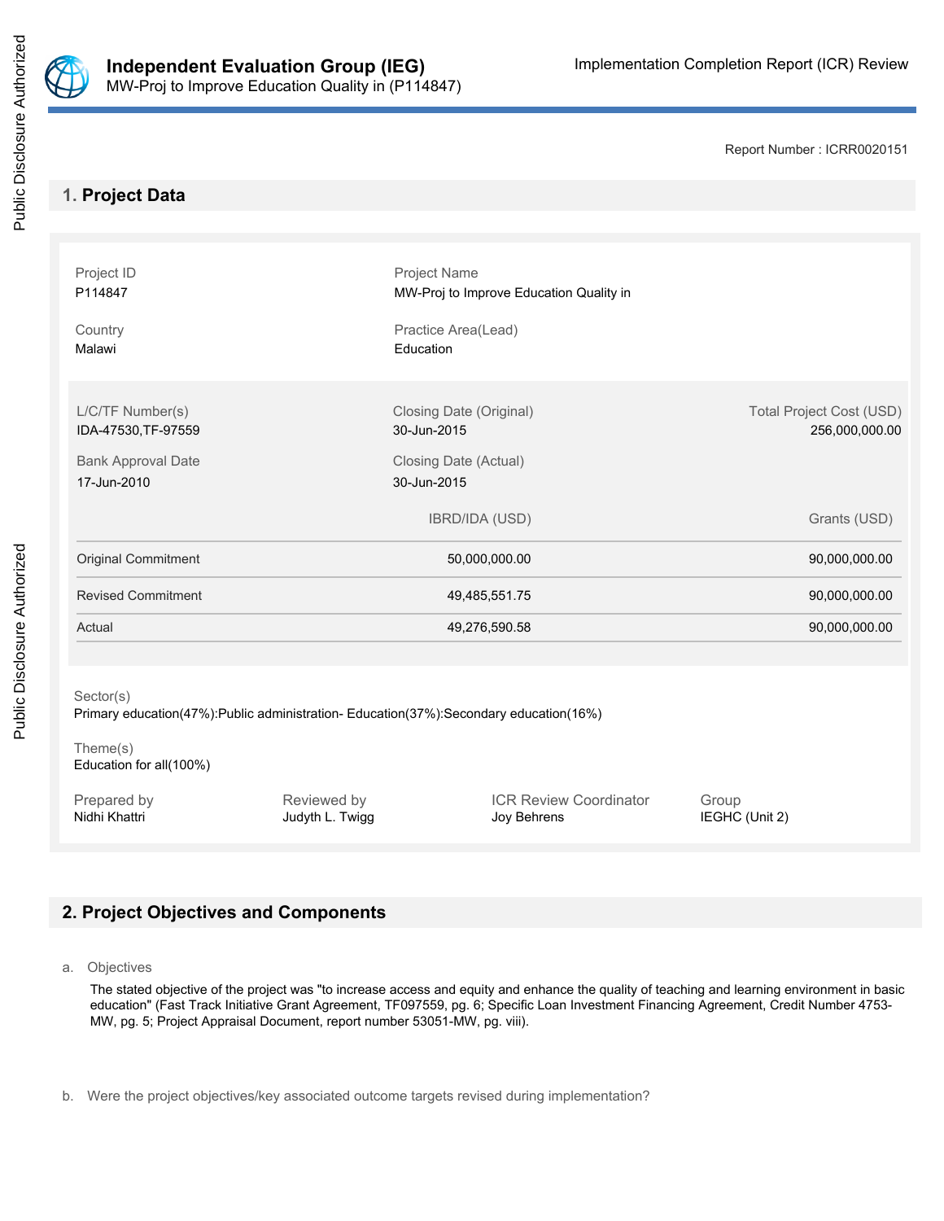# Independent Evaluation Group (IEG)

MW-Proj to Improve Education Quality in (P114847)

Implementation Completion Report (ICR) Review

Report Number : ICRR0020151

## 1. Project Data

| Project ID | Project Name |
|---|---|
| P114847 | MW-Proj to Improve Education Quality in |
| **Country** | **Practice Area(Lead)** |
| Malawi | Education |

| L/C/TF Number(s) | Closing Date (Original) | Total Project Cost (USD) |
|---|---|---|
| IDA-47530,TF-97559 | 30-Jun-2015 | 256,000,000.00 |
| **Bank Approval Date** | **Closing Date (Actual)** | |
| 17-Jun-2010 | 30-Jun-2015 | |

| | IBRD/IDA (USD) | Grants (USD) |
|---|---|---|
| Original Commitment | 50,000,000.00 | 90,000,000.00 |
| Revised Commitment | 49,485,551.75 | 90,000,000.00 |
| Actual | 49,276,590.58 | 90,000,000.00 |

Sector(s)
Primary education(47%):Public administration- Education(37%):Secondary education(16%)

Theme(s)
Education for all(100%)

| Prepared by | Reviewed by | ICR Review Coordinator | Group |
|---|---|---|---|
| Nidhi Khattri | Judyth L. Twigg | Joy Behrens | IEGHC (Unit 2) |

## 2. Project Objectives and Components

a. Objectives

The stated objective of the project was "to increase access and equity and enhance the quality of teaching and learning environment in basic education" (Fast Track Initiative Grant Agreement, TF097559, pg. 6; Specific Loan Investment Financing Agreement, Credit Number 4753-MW, pg. 5; Project Appraisal Document, report number 53051-MW, pg. viii).

b. Were the project objectives/key associated outcome targets revised during implementation?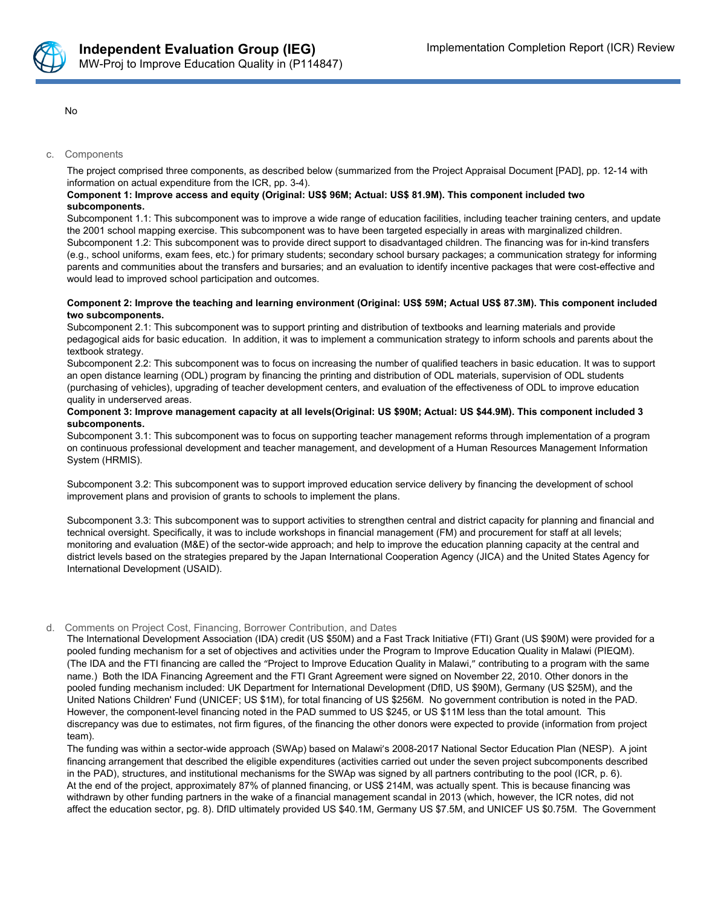No

c. Components

The project comprised three components, as described below (summarized from the Project Appraisal Document [PAD], pp. 12-14 with information on actual expenditure from the ICR, pp. 3-4).

**Component 1: Improve access and equity (Original: US$ 96M; Actual: US$ 81.9M). This component included two subcomponents.**

Subcomponent 1.1: This subcomponent was to improve a wide range of education facilities, including teacher training centers, and update the 2001 school mapping exercise. This subcomponent was to have been targeted especially in areas with marginalized children.

Subcomponent 1.2: This subcomponent was to provide direct support to disadvantaged children. The financing was for in-kind transfers (e.g., school uniforms, exam fees, etc.) for primary students; secondary school bursary packages; a communication strategy for informing parents and communities about the transfers and bursaries; and an evaluation to identify incentive packages that were cost-effective and would lead to improved school participation and outcomes.

**Component 2: Improve the teaching and learning environment (Original: US$ 59M; Actual US$ 87.3M). This component included two subcomponents.**

Subcomponent 2.1: This subcomponent was to support printing and distribution of textbooks and learning materials and provide pedagogical aids for basic education. In addition, it was to implement a communication strategy to inform schools and parents about the textbook strategy.

Subcomponent 2.2: This subcomponent was to focus on increasing the number of qualified teachers in basic education. It was to support an open distance learning (ODL) program by financing the printing and distribution of ODL materials, supervision of ODL students (purchasing of vehicles), upgrading of teacher development centers, and evaluation of the effectiveness of ODL to improve education quality in underserved areas.

**Component 3: Improve management capacity at all levels(Original: US $90M; Actual: US $44.9M). This component included 3 subcomponents.**

Subcomponent 3.1: This subcomponent was to focus on supporting teacher management reforms through implementation of a program on continuous professional development and teacher management, and development of a Human Resources Management Information System (HRMIS).

Subcomponent 3.2: This subcomponent was to support improved education service delivery by financing the development of school improvement plans and provision of grants to schools to implement the plans.

Subcomponent 3.3: This subcomponent was to support activities to strengthen central and district capacity for planning and financial and technical oversight. Specifically, it was to include workshops in financial management (FM) and procurement for staff at all levels; monitoring and evaluation (M&E) of the sector-wide approach; and help to improve the education planning capacity at the central and district levels based on the strategies prepared by the Japan International Cooperation Agency (JICA) and the United States Agency for International Development (USAID).

d. Comments on Project Cost, Financing, Borrower Contribution, and Dates

The International Development Association (IDA) credit (US $50M) and a Fast Track Initiative (FTI) Grant (US $90M) were provided for a pooled funding mechanism for a set of objectives and activities under the Program to Improve Education Quality in Malawi (PIEQM). (The IDA and the FTI financing are called the "Project to Improve Education Quality in Malawi," contributing to a program with the same name.) Both the IDA Financing Agreement and the FTI Grant Agreement were signed on November 22, 2010. Other donors in the pooled funding mechanism included: UK Department for International Development (DfID, US $90M), Germany (US $25M), and the United Nations Children' Fund (UNICEF; US $1M), for total financing of US $256M. No government contribution is noted in the PAD. However, the component-level financing noted in the PAD summed to US $245, or US $11M less than the total amount. This discrepancy was due to estimates, not firm figures, of the financing the other donors were expected to provide (information from project team).

The funding was within a sector-wide approach (SWAp) based on Malawi's 2008-2017 National Sector Education Plan (NESP). A joint financing arrangement that described the eligible expenditures (activities carried out under the seven project subcomponents described in the PAD), structures, and institutional mechanisms for the SWAp was signed by all partners contributing to the pool (ICR, p. 6).

At the end of the project, approximately 87% of planned financing, or US$ 214M, was actually spent. This is because financing was withdrawn by other funding partners in the wake of a financial management scandal in 2013 (which, however, the ICR notes, did not affect the education sector, pg. 8). DfID ultimately provided US $40.1M, Germany US $7.5M, and UNICEF US $0.75M. The Government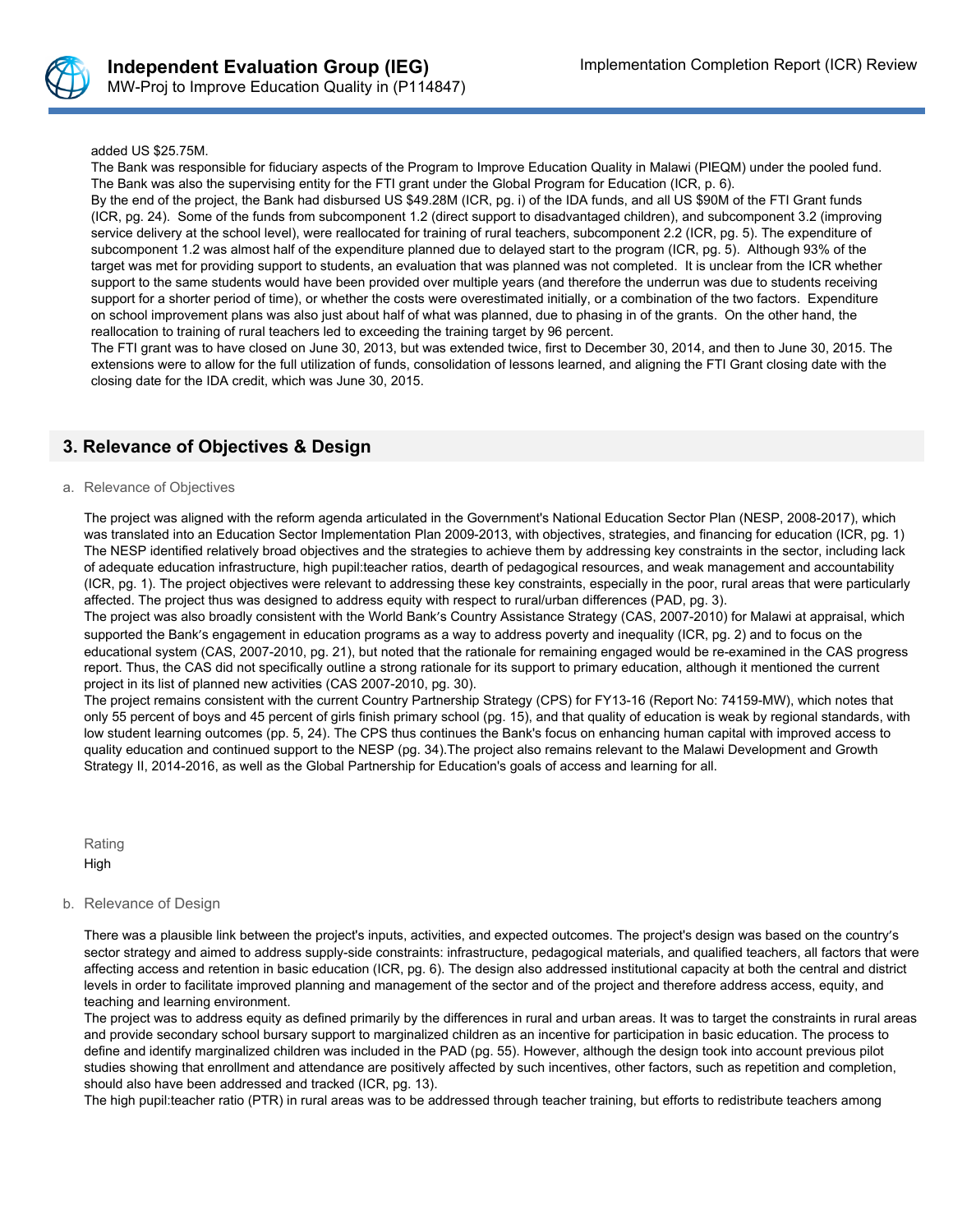added US $25.75M.

The Bank was responsible for fiduciary aspects of the Program to Improve Education Quality in Malawi (PIEQM) under the pooled fund. The Bank was also the supervising entity for the FTI grant under the Global Program for Education (ICR, p. 6).

By the end of the project, the Bank had disbursed US $49.28M (ICR, pg. i) of the IDA funds, and all US $90M of the FTI Grant funds (ICR, pg. 24). Some of the funds from subcomponent 1.2 (direct support to disadvantaged children), and subcomponent 3.2 (improving service delivery at the school level), were reallocated for training of rural teachers, subcomponent 2.2 (ICR, pg. 5). The expenditure of subcomponent 1.2 was almost half of the expenditure planned due to delayed start to the program (ICR, pg. 5). Although 93% of the target was met for providing support to students, an evaluation that was planned was not completed. It is unclear from the ICR whether support to the same students would have been provided over multiple years (and therefore the underrun was due to students receiving support for a shorter period of time), or whether the costs were overestimated initially, or a combination of the two factors. Expenditure on school improvement plans was also just about half of what was planned, due to phasing in of the grants. On the other hand, the reallocation to training of rural teachers led to exceeding the training target by 96 percent.

The FTI grant was to have closed on June 30, 2013, but was extended twice, first to December 30, 2014, and then to June 30, 2015. The extensions were to allow for the full utilization of funds, consolidation of lessons learned, and aligning the FTI Grant closing date with the closing date for the IDA credit, which was June 30, 2015.

## 3. Relevance of Objectives & Design

a. Relevance of Objectives

The project was aligned with the reform agenda articulated in the Government's National Education Sector Plan (NESP, 2008-2017), which was translated into an Education Sector Implementation Plan 2009-2013, with objectives, strategies, and financing for education (ICR, pg. 1) The NESP identified relatively broad objectives and the strategies to achieve them by addressing key constraints in the sector, including lack of adequate education infrastructure, high pupil:teacher ratios, dearth of pedagogical resources, and weak management and accountability (ICR, pg. 1). The project objectives were relevant to addressing these key constraints, especially in the poor, rural areas that were particularly affected. The project thus was designed to address equity with respect to rural/urban differences (PAD, pg. 3).

The project was also broadly consistent with the World Bank's Country Assistance Strategy (CAS, 2007-2010) for Malawi at appraisal, which supported the Bank's engagement in education programs as a way to address poverty and inequality (ICR, pg. 2) and to focus on the educational system (CAS, 2007-2010, pg. 21), but noted that the rationale for remaining engaged would be re-examined in the CAS progress report. Thus, the CAS did not specifically outline a strong rationale for its support to primary education, although it mentioned the current project in its list of planned new activities (CAS 2007-2010, pg. 30).

The project remains consistent with the current Country Partnership Strategy (CPS) for FY13-16 (Report No: 74159-MW), which notes that only 55 percent of boys and 45 percent of girls finish primary school (pg. 15), and that quality of education is weak by regional standards, with low student learning outcomes (pp. 5, 24). The CPS thus continues the Bank's focus on enhancing human capital with improved access to quality education and continued support to the NESP (pg. 34).The project also remains relevant to the Malawi Development and Growth Strategy II, 2014-2016, as well as the Global Partnership for Education's goals of access and learning for all.

Rating

High

b. Relevance of Design

There was a plausible link between the project's inputs, activities, and expected outcomes. The project's design was based on the country's sector strategy and aimed to address supply-side constraints: infrastructure, pedagogical materials, and qualified teachers, all factors that were affecting access and retention in basic education (ICR, pg. 6). The design also addressed institutional capacity at both the central and district levels in order to facilitate improved planning and management of the sector and of the project and therefore address access, equity, and teaching and learning environment.

The project was to address equity as defined primarily by the differences in rural and urban areas. It was to target the constraints in rural areas and provide secondary school bursary support to marginalized children as an incentive for participation in basic education. The process to define and identify marginalized children was included in the PAD (pg. 55). However, although the design took into account previous pilot studies showing that enrollment and attendance are positively affected by such incentives, other factors, such as repetition and completion, should also have been addressed and tracked (ICR, pg. 13).

The high pupil:teacher ratio (PTR) in rural areas was to be addressed through teacher training, but efforts to redistribute teachers among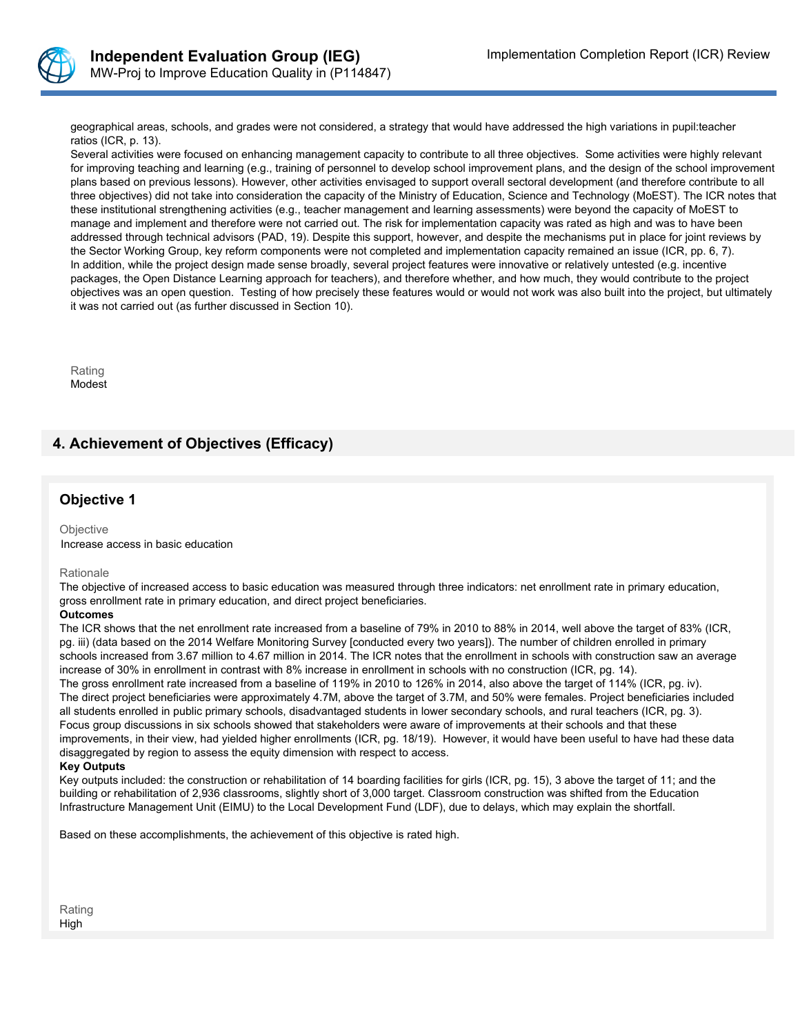geographical areas, schools, and grades were not considered, a strategy that would have addressed the high variations in pupil:teacher ratios (ICR, p. 13).

Several activities were focused on enhancing management capacity to contribute to all three objectives. Some activities were highly relevant for improving teaching and learning (e.g., training of personnel to develop school improvement plans, and the design of the school improvement plans based on previous lessons). However, other activities envisaged to support overall sectoral development (and therefore contribute to all three objectives) did not take into consideration the capacity of the Ministry of Education, Science and Technology (MoEST). The ICR notes that these institutional strengthening activities (e.g., teacher management and learning assessments) were beyond the capacity of MoEST to manage and implement and therefore were not carried out. The risk for implementation capacity was rated as high and was to have been addressed through technical advisors (PAD, 19). Despite this support, however, and despite the mechanisms put in place for joint reviews by the Sector Working Group, key reform components were not completed and implementation capacity remained an issue (ICR, pp. 6, 7).

In addition, while the project design made sense broadly, several project features were innovative or relatively untested (e.g. incentive packages, the Open Distance Learning approach for teachers), and therefore whether, and how much, they would contribute to the project objectives was an open question. Testing of how precisely these features would or would not work was also built into the project, but ultimately it was not carried out (as further discussed in Section 10).

Rating
Modest

## 4. Achievement of Objectives (Efficacy)

### Objective 1

Objective
Increase access in basic education

Rationale
The objective of increased access to basic education was measured through three indicators: net enrollment rate in primary education, gross enrollment rate in primary education, and direct project beneficiaries.

**Outcomes**
The ICR shows that the net enrollment rate increased from a baseline of 79% in 2010 to 88% in 2014, well above the target of 83% (ICR, pg. iii) (data based on the 2014 Welfare Monitoring Survey [conducted every two years]). The number of children enrolled in primary schools increased from 3.67 million to 4.67 million in 2014. The ICR notes that the enrollment in schools with construction saw an average increase of 30% in enrollment in contrast with 8% increase in enrollment in schools with no construction (ICR, pg. 14).
The gross enrollment rate increased from a baseline of 119% in 2010 to 126% in 2014, also above the target of 114% (ICR, pg. iv).
The direct project beneficiaries were approximately 4.7M, above the target of 3.7M, and 50% were females. Project beneficiaries included all students enrolled in public primary schools, disadvantaged students in lower secondary schools, and rural teachers (ICR, pg. 3).
Focus group discussions in six schools showed that stakeholders were aware of improvements at their schools and that these improvements, in their view, had yielded higher enrollments (ICR, pg. 18/19). However, it would have been useful to have had these data disaggregated by region to assess the equity dimension with respect to access.

**Key Outputs**
Key outputs included: the construction or rehabilitation of 14 boarding facilities for girls (ICR, pg. 15), 3 above the target of 11; and the building or rehabilitation of 2,936 classrooms, slightly short of 3,000 target. Classroom construction was shifted from the Education Infrastructure Management Unit (EIMU) to the Local Development Fund (LDF), due to delays, which may explain the shortfall.

Based on these accomplishments, the achievement of this objective is rated high.

Rating
High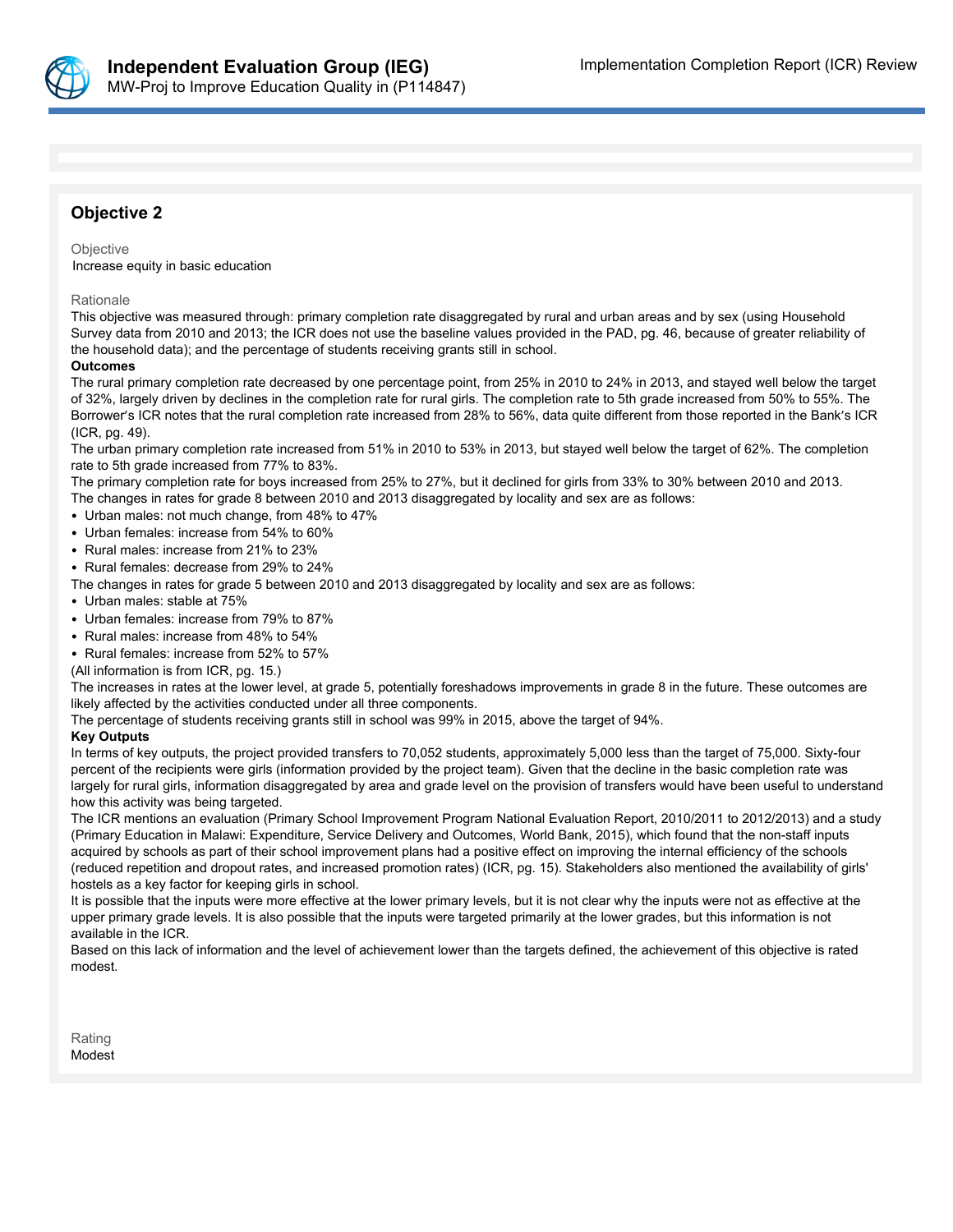## Objective 2

Objective

Increase equity in basic education

Rationale

This objective was measured through: primary completion rate disaggregated by rural and urban areas and by sex (using Household Survey data from 2010 and 2013; the ICR does not use the baseline values provided in the PAD, pg. 46, because of greater reliability of the household data); and the percentage of students receiving grants still in school.

**Outcomes**

The rural primary completion rate decreased by one percentage point, from 25% in 2010 to 24% in 2013, and stayed well below the target of 32%, largely driven by declines in the completion rate for rural girls. The completion rate to 5th grade increased from 50% to 55%. The Borrower's ICR notes that the rural completion rate increased from 28% to 56%, data quite different from those reported in the Bank's ICR (ICR, pg. 49).

The urban primary completion rate increased from 51% in 2010 to 53% in 2013, but stayed well below the target of 62%. The completion rate to 5th grade increased from 77% to 83%.

The primary completion rate for boys increased from 25% to 27%, but it declined for girls from 33% to 30% between 2010 and 2013.

The changes in rates for grade 8 between 2010 and 2013 disaggregated by locality and sex are as follows:

- Urban males: not much change, from 48% to 47%
- Urban females: increase from 54% to 60%
- Rural males: increase from 21% to 23%
- Rural females: decrease from 29% to 24%

The changes in rates for grade 5 between 2010 and 2013 disaggregated by locality and sex are as follows:

- Urban males: stable at 75%
- Urban females: increase from 79% to 87%
- Rural males: increase from 48% to 54%
- Rural females: increase from 52% to 57%

(All information is from ICR, pg. 15.)

The increases in rates at the lower level, at grade 5, potentially foreshadows improvements in grade 8 in the future. These outcomes are likely affected by the activities conducted under all three components.

The percentage of students receiving grants still in school was 99% in 2015, above the target of 94%.

**Key Outputs**

In terms of key outputs, the project provided transfers to 70,052 students, approximately 5,000 less than the target of 75,000. Sixty-four percent of the recipients were girls (information provided by the project team). Given that the decline in the basic completion rate was largely for rural girls, information disaggregated by area and grade level on the provision of transfers would have been useful to understand how this activity was being targeted.

The ICR mentions an evaluation (Primary School Improvement Program National Evaluation Report, 2010/2011 to 2012/2013) and a study (Primary Education in Malawi: Expenditure, Service Delivery and Outcomes, World Bank, 2015), which found that the non-staff inputs acquired by schools as part of their school improvement plans had a positive effect on improving the internal efficiency of the schools (reduced repetition and dropout rates, and increased promotion rates) (ICR, pg. 15). Stakeholders also mentioned the availability of girls' hostels as a key factor for keeping girls in school.

It is possible that the inputs were more effective at the lower primary levels, but it is not clear why the inputs were not as effective at the upper primary grade levels. It is also possible that the inputs were targeted primarily at the lower grades, but this information is not available in the ICR.

Based on this lack of information and the level of achievement lower than the targets defined, the achievement of this objective is rated modest.

Rating

Modest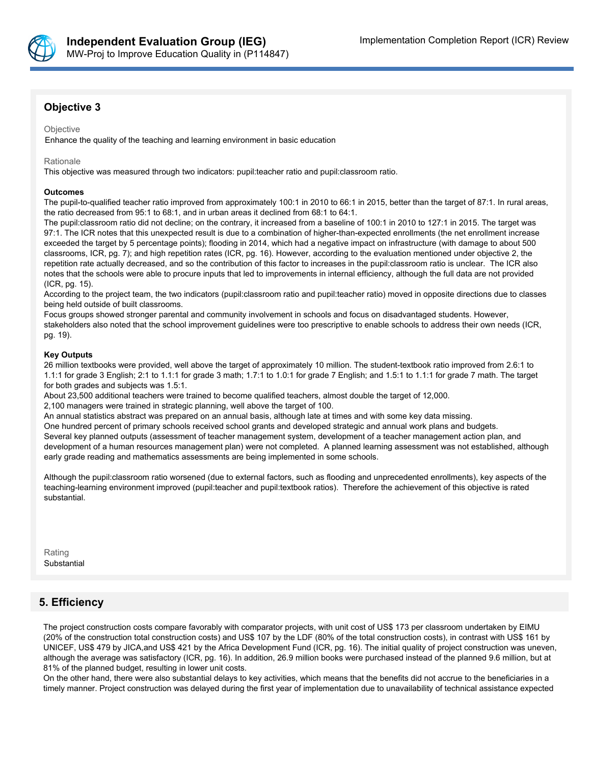### Objective 3

Objective

Enhance the quality of the teaching and learning environment in basic education

Rationale

This objective was measured through two indicators: pupil:teacher ratio and pupil:classroom ratio.

**Outcomes**

The pupil-to-qualified teacher ratio improved from approximately 100:1 in 2010 to 66:1 in 2015, better than the target of 87:1. In rural areas, the ratio decreased from 95:1 to 68:1, and in urban areas it declined from 68:1 to 64:1.

The pupil:classroom ratio did not decline; on the contrary, it increased from a baseline of 100:1 in 2010 to 127:1 in 2015. The target was 97:1. The ICR notes that this unexpected result is due to a combination of higher-than-expected enrollments (the net enrollment increase exceeded the target by 5 percentage points); flooding in 2014, which had a negative impact on infrastructure (with damage to about 500 classrooms, ICR, pg. 7); and high repetition rates (ICR, pg. 16). However, according to the evaluation mentioned under objective 2, the repetition rate actually decreased, and so the contribution of this factor to increases in the pupil:classroom ratio is unclear. The ICR also notes that the schools were able to procure inputs that led to improvements in internal efficiency, although the full data are not provided (ICR, pg. 15).

According to the project team, the two indicators (pupil:classroom ratio and pupil:teacher ratio) moved in opposite directions due to classes being held outside of built classrooms.

Focus groups showed stronger parental and community involvement in schools and focus on disadvantaged students. However, stakeholders also noted that the school improvement guidelines were too prescriptive to enable schools to address their own needs (ICR, pg. 19).

**Key Outputs**

26 million textbooks were provided, well above the target of approximately 10 million. The student-textbook ratio improved from 2.6:1 to 1.1:1 for grade 3 English; 2:1 to 1.1:1 for grade 3 math; 1.7:1 to 1.0:1 for grade 7 English; and 1.5:1 to 1.1:1 for grade 7 math. The target for both grades and subjects was 1.5:1.

About 23,500 additional teachers were trained to become qualified teachers, almost double the target of 12,000.

2,100 managers were trained in strategic planning, well above the target of 100.

An annual statistics abstract was prepared on an annual basis, although late at times and with some key data missing.

One hundred percent of primary schools received school grants and developed strategic and annual work plans and budgets.

Several key planned outputs (assessment of teacher management system, development of a teacher management action plan, and development of a human resources management plan) were not completed. A planned learning assessment was not established, although early grade reading and mathematics assessments are being implemented in some schools.

Although the pupil:classroom ratio worsened (due to external factors, such as flooding and unprecedented enrollments), key aspects of the teaching-learning environment improved (pupil:teacher and pupil:textbook ratios). Therefore the achievement of this objective is rated substantial.

Rating

Substantial

## 5. Efficiency

The project construction costs compare favorably with comparator projects, with unit cost of US$ 173 per classroom undertaken by EIMU (20% of the construction total construction costs) and US$ 107 by the LDF (80% of the total construction costs), in contrast with US$ 161 by UNICEF, US$ 479 by JICA,and US$ 421 by the Africa Development Fund (ICR, pg. 16). The initial quality of project construction was uneven, although the average was satisfactory (ICR, pg. 16). In addition, 26.9 million books were purchased instead of the planned 9.6 million, but at 81% of the planned budget, resulting in lower unit costs.

On the other hand, there were also substantial delays to key activities, which means that the benefits did not accrue to the beneficiaries in a timely manner. Project construction was delayed during the first year of implementation due to unavailability of technical assistance expected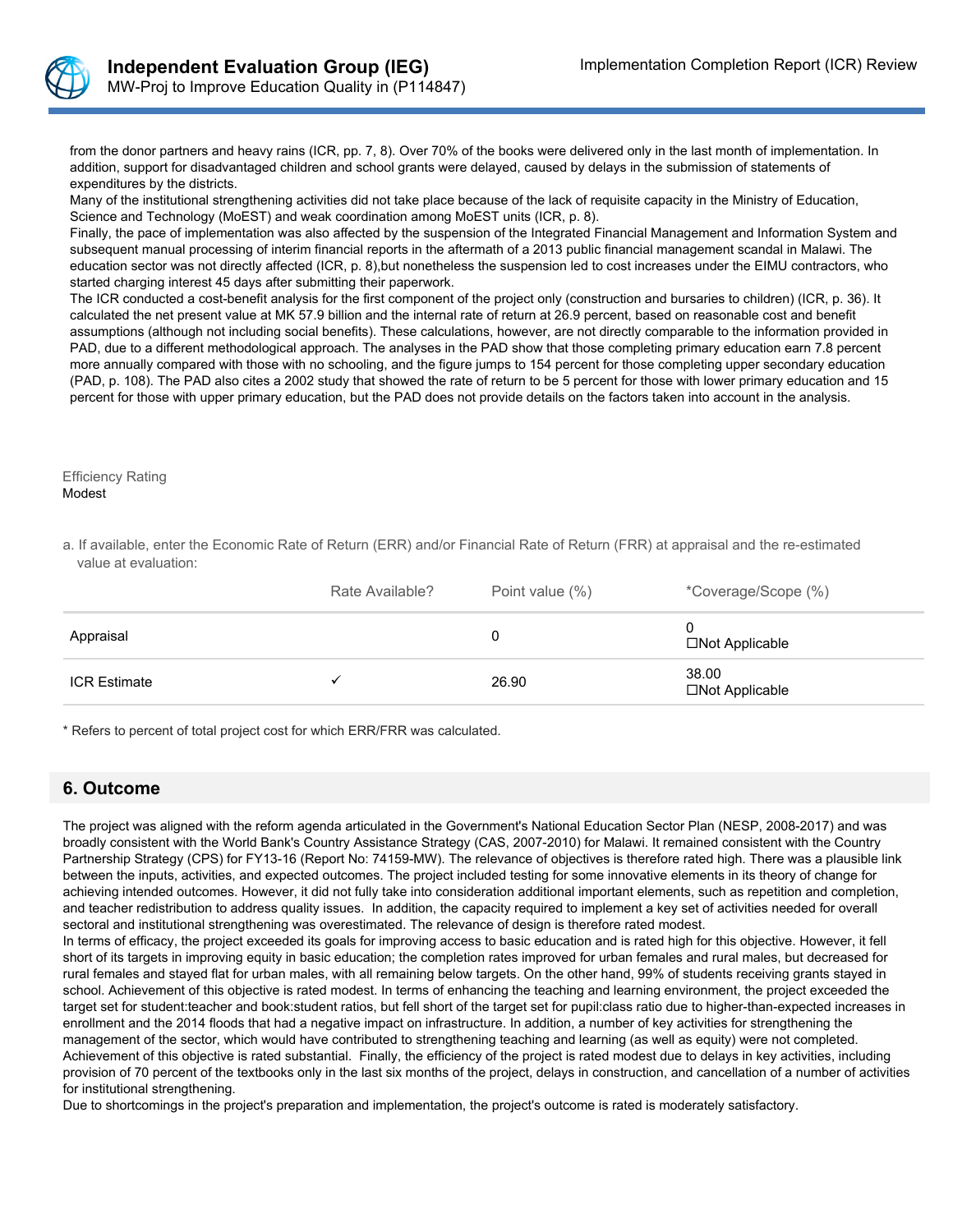from the donor partners and heavy rains (ICR, pp. 7, 8). Over 70% of the books were delivered only in the last month of implementation. In addition, support for disadvantaged children and school grants were delayed, caused by delays in the submission of statements of expenditures by the districts.

Many of the institutional strengthening activities did not take place because of the lack of requisite capacity in the Ministry of Education, Science and Technology (MoEST) and weak coordination among MoEST units (ICR, p. 8).

Finally, the pace of implementation was also affected by the suspension of the Integrated Financial Management and Information System and subsequent manual processing of interim financial reports in the aftermath of a 2013 public financial management scandal in Malawi. The education sector was not directly affected (ICR, p. 8),but nonetheless the suspension led to cost increases under the EIMU contractors, who started charging interest 45 days after submitting their paperwork.

The ICR conducted a cost-benefit analysis for the first component of the project only (construction and bursaries to children) (ICR, p. 36). It calculated the net present value at MK 57.9 billion and the internal rate of return at 26.9 percent, based on reasonable cost and benefit assumptions (although not including social benefits). These calculations, however, are not directly comparable to the information provided in PAD, due to a different methodological approach. The analyses in the PAD show that those completing primary education earn 7.8 percent more annually compared with those with no schooling, and the figure jumps to 154 percent for those completing upper secondary education (PAD, p. 108). The PAD also cites a 2002 study that showed the rate of return to be 5 percent for those with lower primary education and 15 percent for those with upper primary education, but the PAD does not provide details on the factors taken into account in the analysis.

Efficiency Rating
Modest

a. If available, enter the Economic Rate of Return (ERR) and/or Financial Rate of Return (FRR) at appraisal and the re-estimated value at evaluation:

| | Rate Available? | Point value (%) | *Coverage/Scope (%) |
|---|---|---|---|
| Appraisal | | 0 | 0<br>☐Not Applicable |
| ICR Estimate | ✓ | 26.90 | 38.00<br>☐Not Applicable |

* Refers to percent of total project cost for which ERR/FRR was calculated.

## 6. Outcome

The project was aligned with the reform agenda articulated in the Government's National Education Sector Plan (NESP, 2008-2017) and was broadly consistent with the World Bank's Country Assistance Strategy (CAS, 2007-2010) for Malawi. It remained consistent with the Country Partnership Strategy (CPS) for FY13-16 (Report No: 74159-MW). The relevance of objectives is therefore rated high. There was a plausible link between the inputs, activities, and expected outcomes. The project included testing for some innovative elements in its theory of change for achieving intended outcomes. However, it did not fully take into consideration additional important elements, such as repetition and completion, and teacher redistribution to address quality issues. In addition, the capacity required to implement a key set of activities needed for overall sectoral and institutional strengthening was overestimated. The relevance of design is therefore rated modest.

In terms of efficacy, the project exceeded its goals for improving access to basic education and is rated high for this objective. However, it fell short of its targets in improving equity in basic education; the completion rates improved for urban females and rural males, but decreased for rural females and stayed flat for urban males, with all remaining below targets. On the other hand, 99% of students receiving grants stayed in school. Achievement of this objective is rated modest. In terms of enhancing the teaching and learning environment, the project exceeded the target set for student:teacher and book:student ratios, but fell short of the target set for pupil:class ratio due to higher-than-expected increases in enrollment and the 2014 floods that had a negative impact on infrastructure. In addition, a number of key activities for strengthening the management of the sector, which would have contributed to strengthening teaching and learning (as well as equity) were not completed. Achievement of this objective is rated substantial. Finally, the efficiency of the project is rated modest due to delays in key activities, including provision of 70 percent of the textbooks only in the last six months of the project, delays in construction, and cancellation of a number of activities for institutional strengthening.

Due to shortcomings in the project's preparation and implementation, the project's outcome is rated is moderately satisfactory.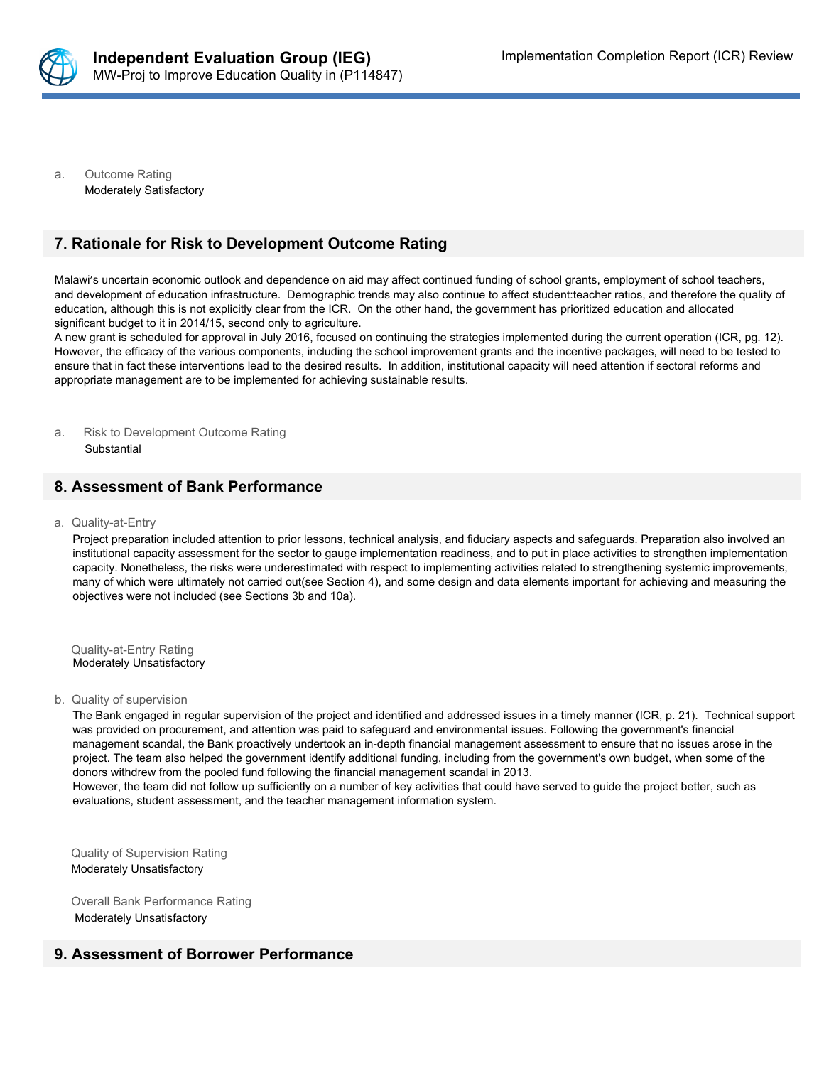a. Outcome Rating
Moderately Satisfactory

## 7. Rationale for Risk to Development Outcome Rating

Malawi's uncertain economic outlook and dependence on aid may affect continued funding of school grants, employment of school teachers, and development of education infrastructure. Demographic trends may also continue to affect student:teacher ratios, and therefore the quality of education, although this is not explicitly clear from the ICR. On the other hand, the government has prioritized education and allocated significant budget to it in 2014/15, second only to agriculture.
A new grant is scheduled for approval in July 2016, focused on continuing the strategies implemented during the current operation (ICR, pg. 12). However, the efficacy of the various components, including the school improvement grants and the incentive packages, will need to be tested to ensure that in fact these interventions lead to the desired results. In addition, institutional capacity will need attention if sectoral reforms and appropriate management are to be implemented for achieving sustainable results.

a. Risk to Development Outcome Rating
Substantial

## 8. Assessment of Bank Performance

a. Quality-at-Entry

Project preparation included attention to prior lessons, technical analysis, and fiduciary aspects and safeguards. Preparation also involved an institutional capacity assessment for the sector to gauge implementation readiness, and to put in place activities to strengthen implementation capacity. Nonetheless, the risks were underestimated with respect to implementing activities related to strengthening systemic improvements, many of which were ultimately not carried out(see Section 4), and some design and data elements important for achieving and measuring the objectives were not included (see Sections 3b and 10a).

Quality-at-Entry Rating
Moderately Unsatisfactory

b. Quality of supervision

The Bank engaged in regular supervision of the project and identified and addressed issues in a timely manner (ICR, p. 21). Technical support was provided on procurement, and attention was paid to safeguard and environmental issues. Following the government's financial management scandal, the Bank proactively undertook an in-depth financial management assessment to ensure that no issues arose in the project. The team also helped the government identify additional funding, including from the government's own budget, when some of the donors withdrew from the pooled fund following the financial management scandal in 2013.
However, the team did not follow up sufficiently on a number of key activities that could have served to guide the project better, such as evaluations, student assessment, and the teacher management information system.

Quality of Supervision Rating
Moderately Unsatisfactory

Overall Bank Performance Rating
Moderately Unsatisfactory

## 9. Assessment of Borrower Performance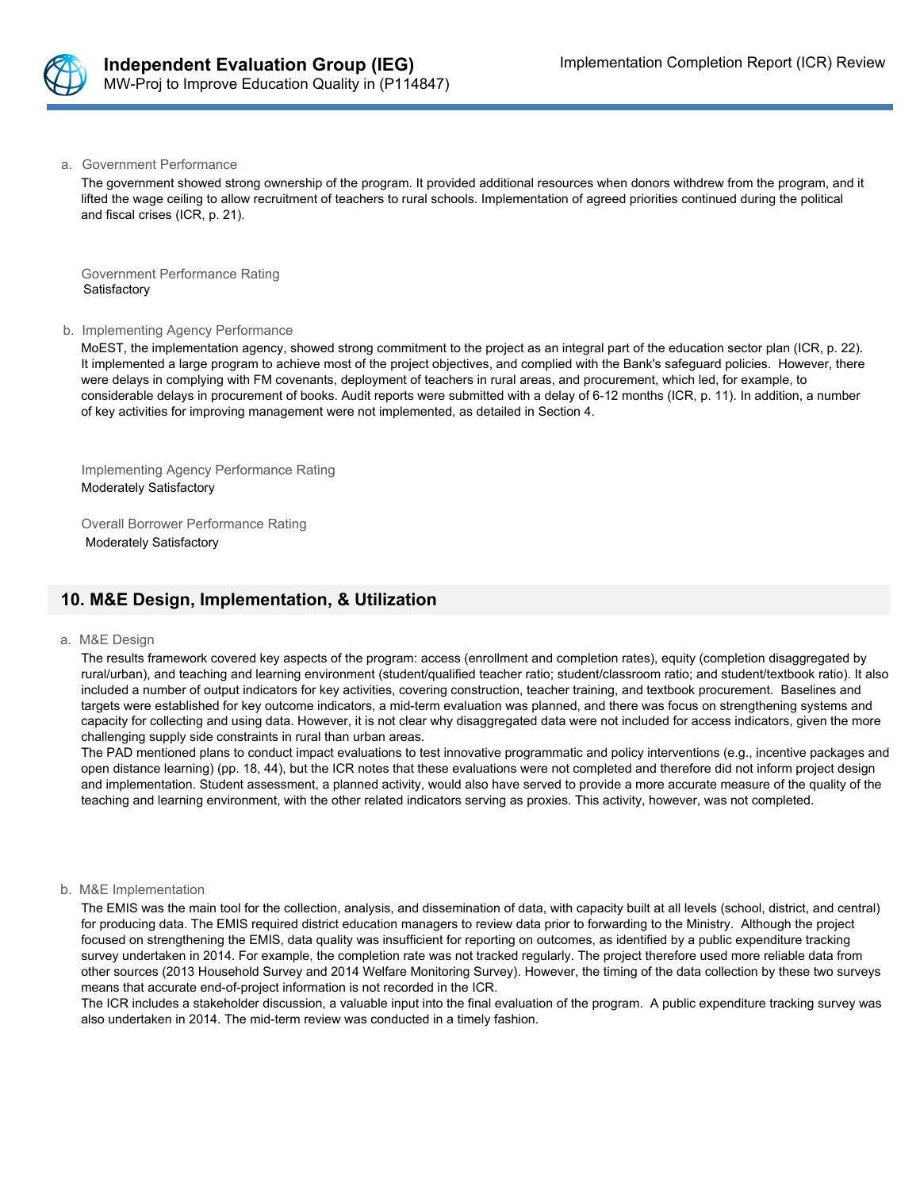a. Government Performance

The government showed strong ownership of the program. It provided additional resources when donors withdrew from the program, and it lifted the wage ceiling to allow recruitment of teachers to rural schools. Implementation of agreed priorities continued during the political and fiscal crises (ICR, p. 21).

Government Performance Rating
Satisfactory

b. Implementing Agency Performance

MoEST, the implementation agency, showed strong commitment to the project as an integral part of the education sector plan (ICR, p. 22). It implemented a large program to achieve most of the project objectives, and complied with the Bank's safeguard policies. However, there were delays in complying with FM covenants, deployment of teachers in rural areas, and procurement, which led, for example, to considerable delays in procurement of books. Audit reports were submitted with a delay of 6-12 months (ICR, p. 11). In addition, a number of key activities for improving management were not implemented, as detailed in Section 4.

Implementing Agency Performance Rating
Moderately Satisfactory

Overall Borrower Performance Rating
Moderately Satisfactory

## 10. M&E Design, Implementation, & Utilization

a. M&E Design

The results framework covered key aspects of the program: access (enrollment and completion rates), equity (completion disaggregated by rural/urban), and teaching and learning environment (student/qualified teacher ratio; student/classroom ratio; and student/textbook ratio). It also included a number of output indicators for key activities, covering construction, teacher training, and textbook procurement. Baselines and targets were established for key outcome indicators, a mid-term evaluation was planned, and there was focus on strengthening systems and capacity for collecting and using data. However, it is not clear why disaggregated data were not included for access indicators, given the more challenging supply side constraints in rural than urban areas.

The PAD mentioned plans to conduct impact evaluations to test innovative programmatic and policy interventions (e.g., incentive packages and open distance learning) (pp. 18, 44), but the ICR notes that these evaluations were not completed and therefore did not inform project design and implementation. Student assessment, a planned activity, would also have served to provide a more accurate measure of the quality of the teaching and learning environment, with the other related indicators serving as proxies. This activity, however, was not completed.

b. M&E Implementation

The EMIS was the main tool for the collection, analysis, and dissemination of data, with capacity built at all levels (school, district, and central) for producing data. The EMIS required district education managers to review data prior to forwarding to the Ministry. Although the project focused on strengthening the EMIS, data quality was insufficient for reporting on outcomes, as identified by a public expenditure tracking survey undertaken in 2014. For example, the completion rate was not tracked regularly. The project therefore used more reliable data from other sources (2013 Household Survey and 2014 Welfare Monitoring Survey). However, the timing of the data collection by these two surveys means that accurate end-of-project information is not recorded in the ICR.

The ICR includes a stakeholder discussion, a valuable input into the final evaluation of the program. A public expenditure tracking survey was also undertaken in 2014. The mid-term review was conducted in a timely fashion.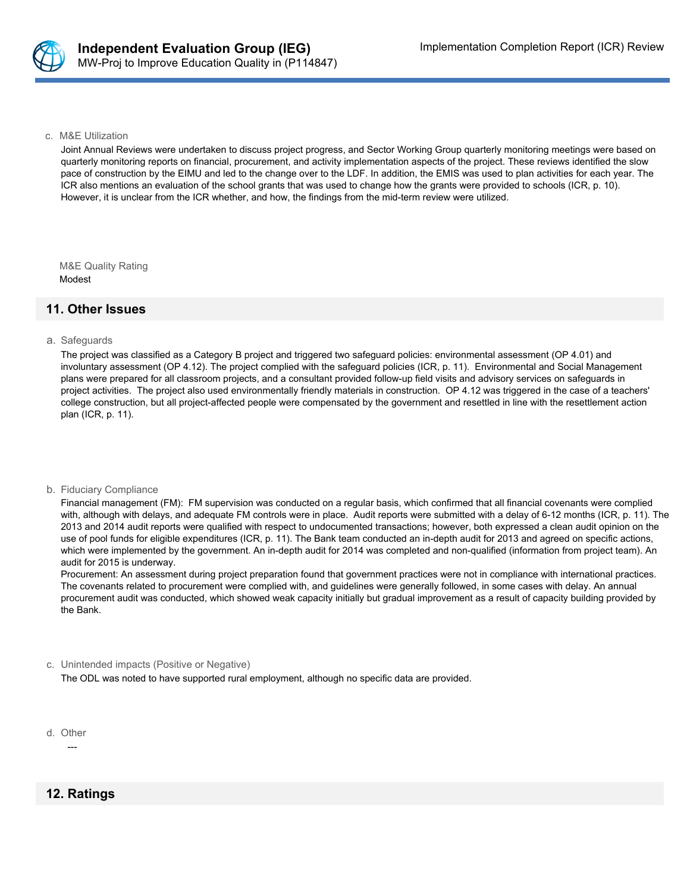c. M&E Utilization

Joint Annual Reviews were undertaken to discuss project progress, and Sector Working Group quarterly monitoring meetings were based on quarterly monitoring reports on financial, procurement, and activity implementation aspects of the project. These reviews identified the slow pace of construction by the EIMU and led to the change over to the LDF. In addition, the EMIS was used to plan activities for each year. The ICR also mentions an evaluation of the school grants that was used to change how the grants were provided to schools (ICR, p. 10). However, it is unclear from the ICR whether, and how, the findings from the mid-term review were utilized.

M&E Quality Rating

Modest

## 11. Other Issues

a. Safeguards

The project was classified as a Category B project and triggered two safeguard policies: environmental assessment (OP 4.01) and involuntary assessment (OP 4.12). The project complied with the safeguard policies (ICR, p. 11). Environmental and Social Management plans were prepared for all classroom projects, and a consultant provided follow-up field visits and advisory services on safeguards in project activities. The project also used environmentally friendly materials in construction. OP 4.12 was triggered in the case of a teachers' college construction, but all project-affected people were compensated by the government and resettled in line with the resettlement action plan (ICR, p. 11).

b. Fiduciary Compliance

Financial management (FM): FM supervision was conducted on a regular basis, which confirmed that all financial covenants were complied with, although with delays, and adequate FM controls were in place. Audit reports were submitted with a delay of 6-12 months (ICR, p. 11). The 2013 and 2014 audit reports were qualified with respect to undocumented transactions; however, both expressed a clean audit opinion on the use of pool funds for eligible expenditures (ICR, p. 11). The Bank team conducted an in-depth audit for 2013 and agreed on specific actions, which were implemented by the government. An in-depth audit for 2014 was completed and non-qualified (information from project team). An audit for 2015 is underway.

Procurement: An assessment during project preparation found that government practices were not in compliance with international practices. The covenants related to procurement were complied with, and guidelines were generally followed, in some cases with delay. An annual procurement audit was conducted, which showed weak capacity initially but gradual improvement as a result of capacity building provided by the Bank.

c. Unintended impacts (Positive or Negative)

The ODL was noted to have supported rural employment, although no specific data are provided.

d. Other

---

## 12. Ratings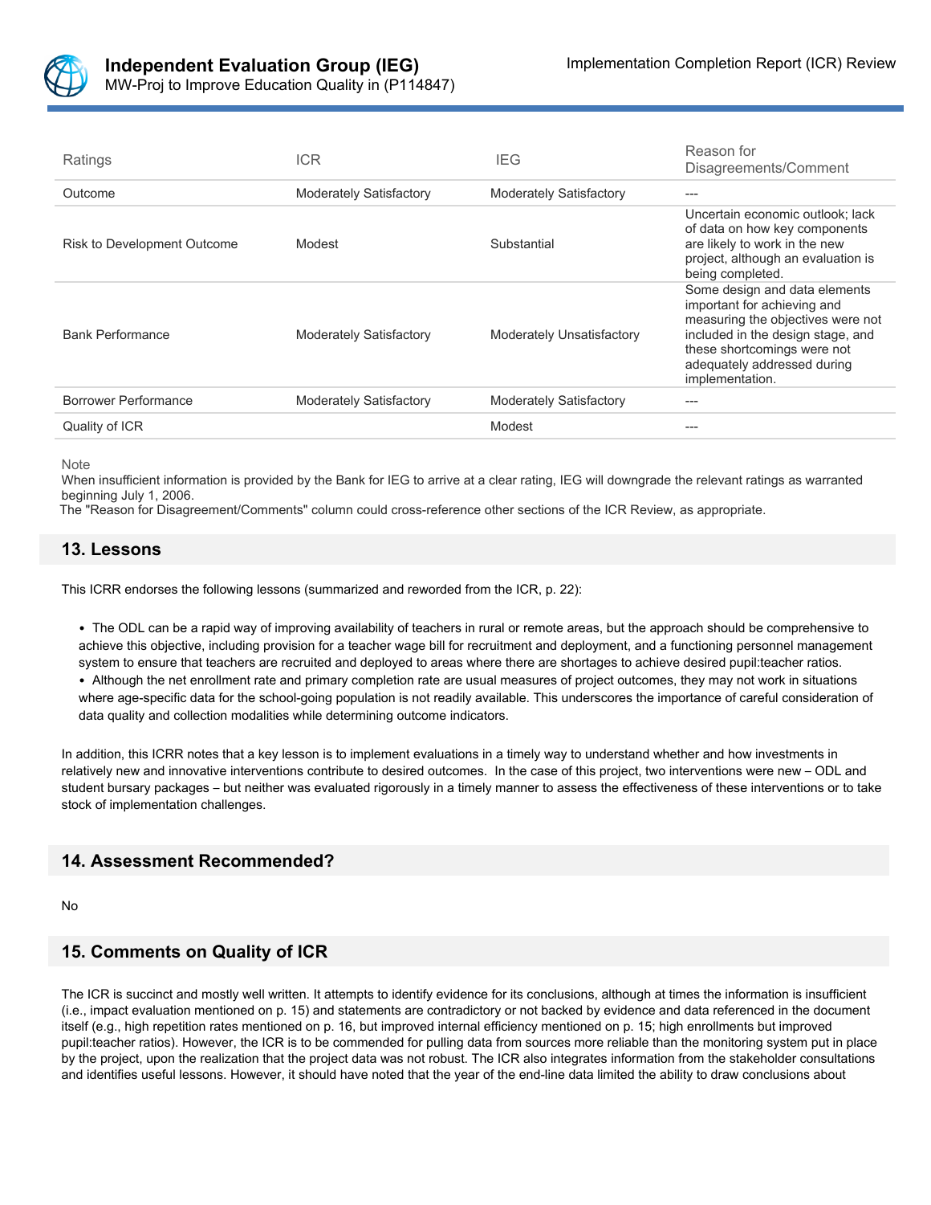| Ratings | ICR | IEG | Reason for Disagreements/Comment |
|---|---|---|---|
| Outcome | Moderately Satisfactory | Moderately Satisfactory | --- |
| Risk to Development Outcome | Modest | Substantial | Uncertain economic outlook; lack of data on how key components are likely to work in the new project, although an evaluation is being completed. |
| Bank Performance | Moderately Satisfactory | Moderately Unsatisfactory | Some design and data elements important for achieving and measuring the objectives were not included in the design stage, and these shortcomings were not adequately addressed during implementation. |
| Borrower Performance | Moderately Satisfactory | Moderately Satisfactory | --- |
| Quality of ICR | | Modest | --- |

Note
When insufficient information is provided by the Bank for IEG to arrive at a clear rating, IEG will downgrade the relevant ratings as warranted beginning July 1, 2006.
The "Reason for Disagreement/Comments" column could cross-reference other sections of the ICR Review, as appropriate.

## 13. Lessons

This ICRR endorses the following lessons (summarized and reworded from the ICR, p. 22):

- The ODL can be a rapid way of improving availability of teachers in rural or remote areas, but the approach should be comprehensive to achieve this objective, including provision for a teacher wage bill for recruitment and deployment, and a functioning personnel management system to ensure that teachers are recruited and deployed to areas where there are shortages to achieve desired pupil:teacher ratios.
- Although the net enrollment rate and primary completion rate are usual measures of project outcomes, they may not work in situations where age-specific data for the school-going population is not readily available. This underscores the importance of careful consideration of data quality and collection modalities while determining outcome indicators.

In addition, this ICRR notes that a key lesson is to implement evaluations in a timely way to understand whether and how investments in relatively new and innovative interventions contribute to desired outcomes. In the case of this project, two interventions were new – ODL and student bursary packages – but neither was evaluated rigorously in a timely manner to assess the effectiveness of these interventions or to take stock of implementation challenges.

## 14. Assessment Recommended?

No

## 15. Comments on Quality of ICR

The ICR is succinct and mostly well written. It attempts to identify evidence for its conclusions, although at times the information is insufficient (i.e., impact evaluation mentioned on p. 15) and statements are contradictory or not backed by evidence and data referenced in the document itself (e.g., high repetition rates mentioned on p. 16, but improved internal efficiency mentioned on p. 15; high enrollments but improved pupil:teacher ratios). However, the ICR is to be commended for pulling data from sources more reliable than the monitoring system put in place by the project, upon the realization that the project data was not robust. The ICR also integrates information from the stakeholder consultations and identifies useful lessons. However, it should have noted that the year of the end-line data limited the ability to draw conclusions about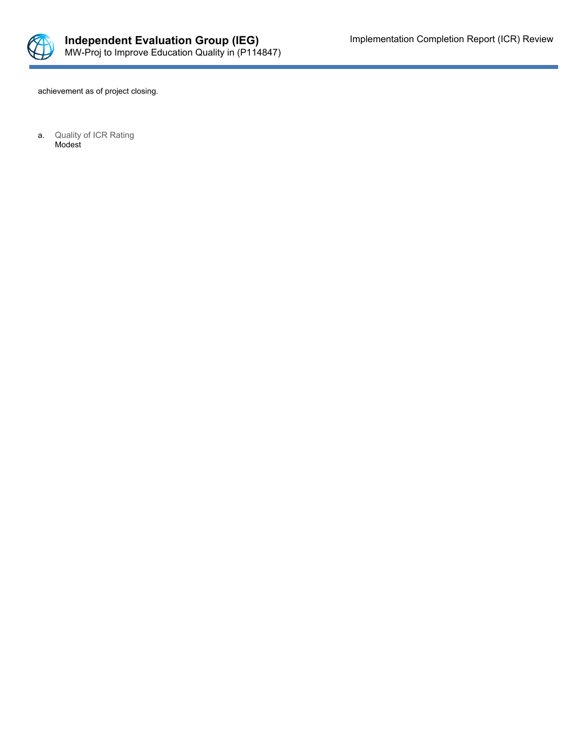achievement as of project closing.

a. Quality of ICR Rating

Modest